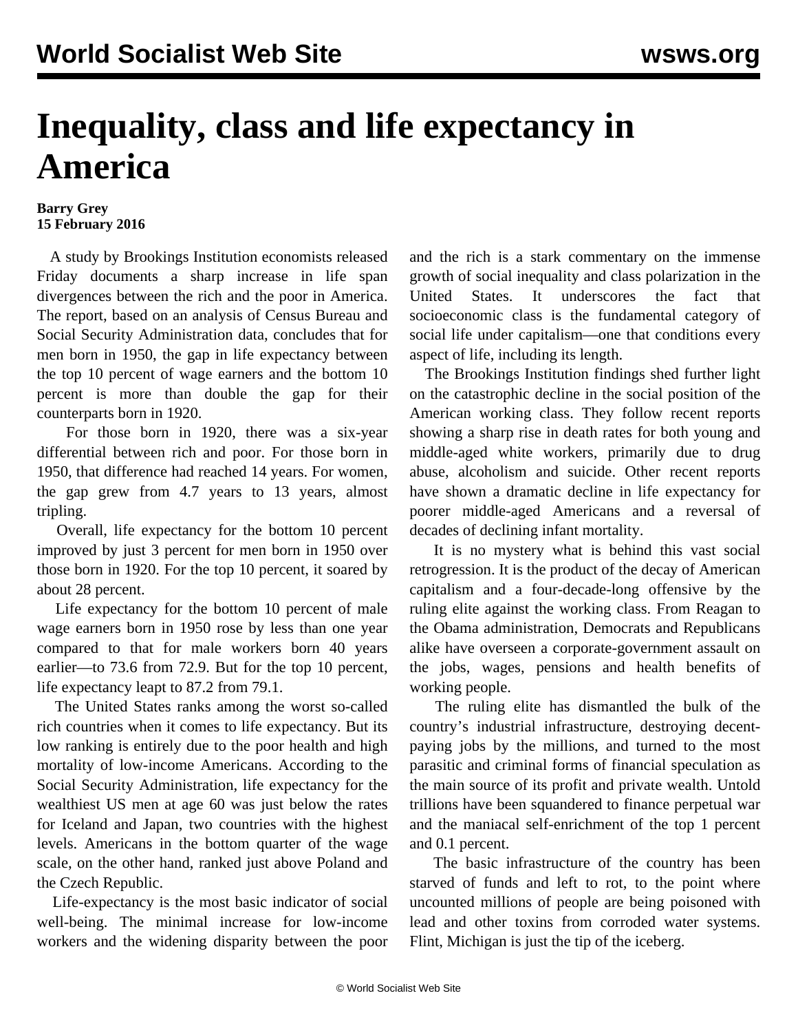# Inequality, class and life expectancy in America

**Barry Grey**
**15 February 2016**

A study by Brookings Institution economists released Friday documents a sharp increase in life span divergences between the rich and the poor in America. The report, based on an analysis of Census Bureau and Social Security Administration data, concludes that for men born in 1950, the gap in life expectancy between the top 10 percent of wage earners and the bottom 10 percent is more than double the gap for their counterparts born in 1920.

For those born in 1920, there was a six-year differential between rich and poor. For those born in 1950, that difference had reached 14 years. For women, the gap grew from 4.7 years to 13 years, almost tripling.

Overall, life expectancy for the bottom 10 percent improved by just 3 percent for men born in 1950 over those born in 1920. For the top 10 percent, it soared by about 28 percent.

Life expectancy for the bottom 10 percent of male wage earners born in 1950 rose by less than one year compared to that for male workers born 40 years earlier—to 73.6 from 72.9. But for the top 10 percent, life expectancy leapt to 87.2 from 79.1.

The United States ranks among the worst so-called rich countries when it comes to life expectancy. But its low ranking is entirely due to the poor health and high mortality of low-income Americans. According to the Social Security Administration, life expectancy for the wealthiest US men at age 60 was just below the rates for Iceland and Japan, two countries with the highest levels. Americans in the bottom quarter of the wage scale, on the other hand, ranked just above Poland and the Czech Republic.

Life-expectancy is the most basic indicator of social well-being. The minimal increase for low-income workers and the widening disparity between the poor and the rich is a stark commentary on the immense growth of social inequality and class polarization in the United States. It underscores the fact that socioeconomic class is the fundamental category of social life under capitalism—one that conditions every aspect of life, including its length.

The Brookings Institution findings shed further light on the catastrophic decline in the social position of the American working class. They follow recent reports showing a sharp rise in death rates for both young and middle-aged white workers, primarily due to drug abuse, alcoholism and suicide. Other recent reports have shown a dramatic decline in life expectancy for poorer middle-aged Americans and a reversal of decades of declining infant mortality.

It is no mystery what is behind this vast social retrogression. It is the product of the decay of American capitalism and a four-decade-long offensive by the ruling elite against the working class. From Reagan to the Obama administration, Democrats and Republicans alike have overseen a corporate-government assault on the jobs, wages, pensions and health benefits of working people.

The ruling elite has dismantled the bulk of the country's industrial infrastructure, destroying decent-paying jobs by the millions, and turned to the most parasitic and criminal forms of financial speculation as the main source of its profit and private wealth. Untold trillions have been squandered to finance perpetual war and the maniacal self-enrichment of the top 1 percent and 0.1 percent.

The basic infrastructure of the country has been starved of funds and left to rot, to the point where uncounted millions of people are being poisoned with lead and other toxins from corroded water systems. Flint, Michigan is just the tip of the iceberg.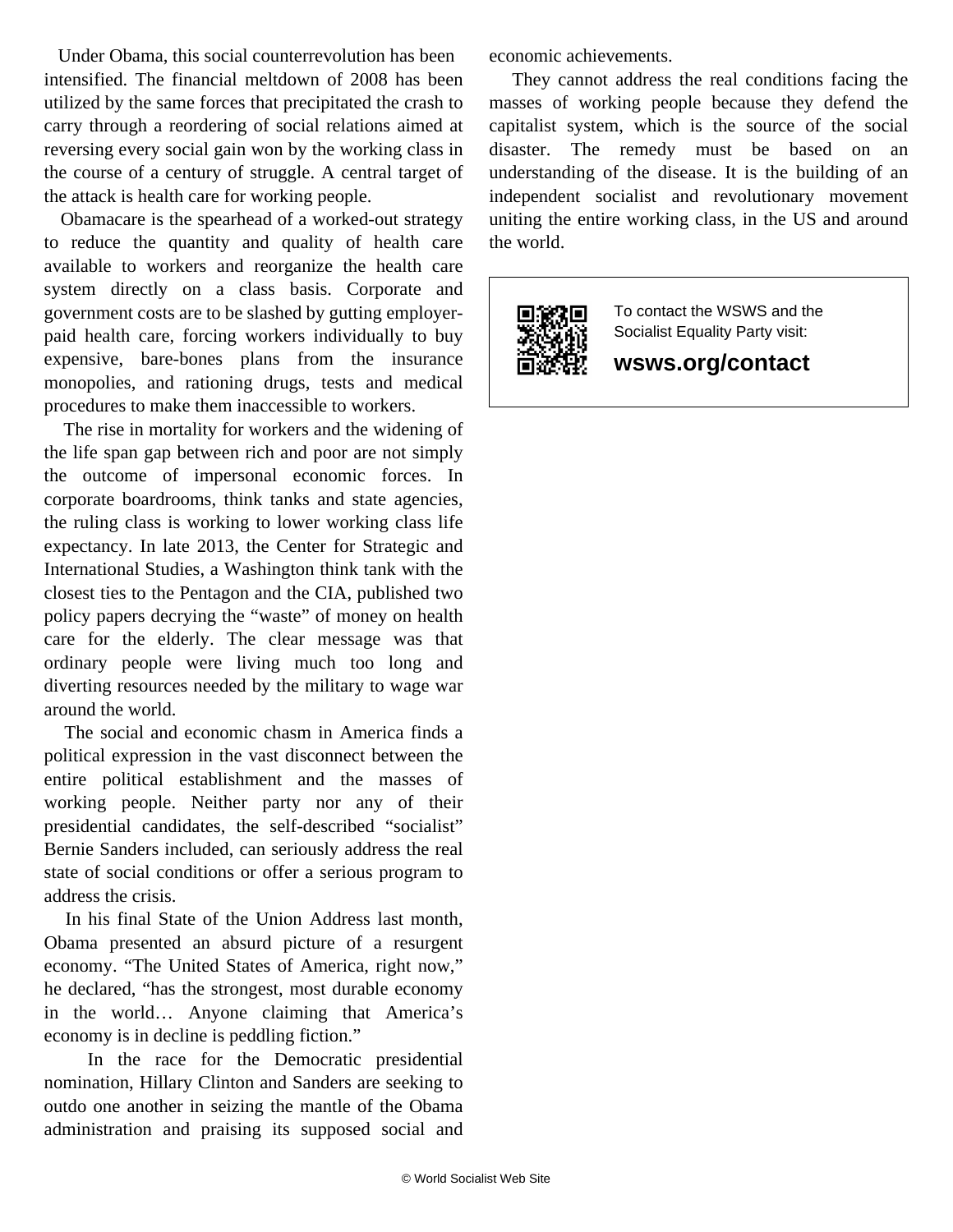Under Obama, this social counterrevolution has been intensified. The financial meltdown of 2008 has been utilized by the same forces that precipitated the crash to carry through a reordering of social relations aimed at reversing every social gain won by the working class in the course of a century of struggle. A central target of the attack is health care for working people.

Obamacare is the spearhead of a worked-out strategy to reduce the quantity and quality of health care available to workers and reorganize the health care system directly on a class basis. Corporate and government costs are to be slashed by gutting employer-paid health care, forcing workers individually to buy expensive, bare-bones plans from the insurance monopolies, and rationing drugs, tests and medical procedures to make them inaccessible to workers.

The rise in mortality for workers and the widening of the life span gap between rich and poor are not simply the outcome of impersonal economic forces. In corporate boardrooms, think tanks and state agencies, the ruling class is working to lower working class life expectancy. In late 2013, the Center for Strategic and International Studies, a Washington think tank with the closest ties to the Pentagon and the CIA, published two policy papers decrying the "waste" of money on health care for the elderly. The clear message was that ordinary people were living much too long and diverting resources needed by the military to wage war around the world.

The social and economic chasm in America finds a political expression in the vast disconnect between the entire political establishment and the masses of working people. Neither party nor any of their presidential candidates, the self-described "socialist" Bernie Sanders included, can seriously address the real state of social conditions or offer a serious program to address the crisis.

In his final State of the Union Address last month, Obama presented an absurd picture of a resurgent economy. "The United States of America, right now," he declared, "has the strongest, most durable economy in the world… Anyone claiming that America's economy is in decline is peddling fiction."

In the race for the Democratic presidential nomination, Hillary Clinton and Sanders are seeking to outdo one another in seizing the mantle of the Obama administration and praising its supposed social and economic achievements.

They cannot address the real conditions facing the masses of working people because they defend the capitalist system, which is the source of the social disaster. The remedy must be based on an understanding of the disease. It is the building of an independent socialist and revolutionary movement uniting the entire working class, in the US and around the world.

To contact the WSWS and the Socialist Equality Party visit:

**wsws.org/contact**